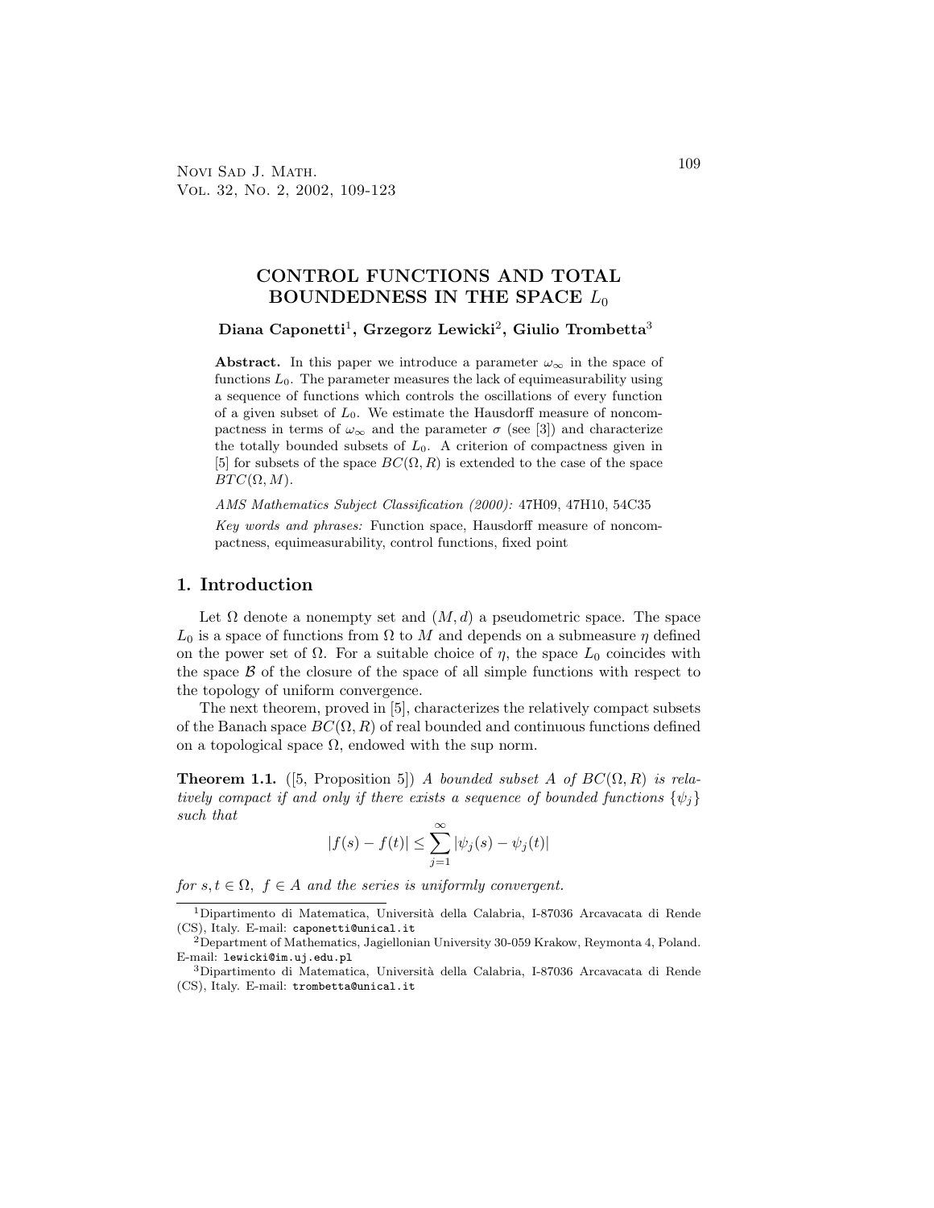# CONTROL FUNCTIONS AND TOTAL BOUNDEDNESS IN THE SPACE $L_0$

**Diana Caponetti**[1]**, Grzegorz Lewicki**[2]**, Giulio Trombetta**[3]

**Abstract.** In this paper we introduce a parameter $\omega_\infty$ in the space of functions $L_0$. The parameter measures the lack of equimeasurability using a sequence of functions which controls the oscillations of every function of a given subset of $L_0$. We estimate the Hausdorff measure of noncompactness in terms of $\omega_\infty$ and the parameter $\sigma$ (see [3]) and characterize the totally bounded subsets of $L_0$. A criterion of compactness given in [5] for subsets of the space $BC(\Omega, R)$ is extended to the case of the space $BTC(\Omega, M)$.

*AMS Mathematics Subject Classification (2000):* 47H09, 47H10, 54C35

*Key words and phrases:* Function space, Hausdorff measure of noncompactness, equimeasurability, control functions, fixed point

## 1. Introduction

Let $\Omega$ denote a nonempty set and $(M, d)$ a pseudometric space. The space $L_0$ is a space of functions from $\Omega$ to $M$ and depends on a submeasure $\eta$ defined on the power set of $\Omega$. For a suitable choice of $\eta$, the space $L_0$ coincides with the space $\mathcal{B}$ of the closure of the space of all simple functions with respect to the topology of uniform convergence.

The next theorem, proved in [5], characterizes the relatively compact subsets of the Banach space $BC(\Omega, R)$ of real bounded and continuous functions defined on a topological space $\Omega$, endowed with the sup norm.

**Theorem 1.1.** ([5, Proposition 5]) *A bounded subset $A$ of $BC(\Omega, R)$ is relatively compact if and only if there exists a sequence of bounded functions $\{\psi_j\}$ such that*

$$|f(s) - f(t)| \leq \sum_{j=1}^{\infty} |\psi_j(s) - \psi_j(t)|$$

*for $s, t \in \Omega$, $f \in A$ and the series is uniformly convergent.*

---

[1]Dipartimento di Matematica, Università della Calabria, I-87036 Arcavacata di Rende (CS), Italy. E-mail: caponetti@unical.it

[2]Department of Mathematics, Jagiellonian University 30-059 Krakow, Reymonta 4, Poland. E-mail: lewicki@im.uj.edu.pl

[3]Dipartimento di Matematica, Università della Calabria, I-87036 Arcavacata di Rende (CS), Italy. E-mail: trombetta@unical.it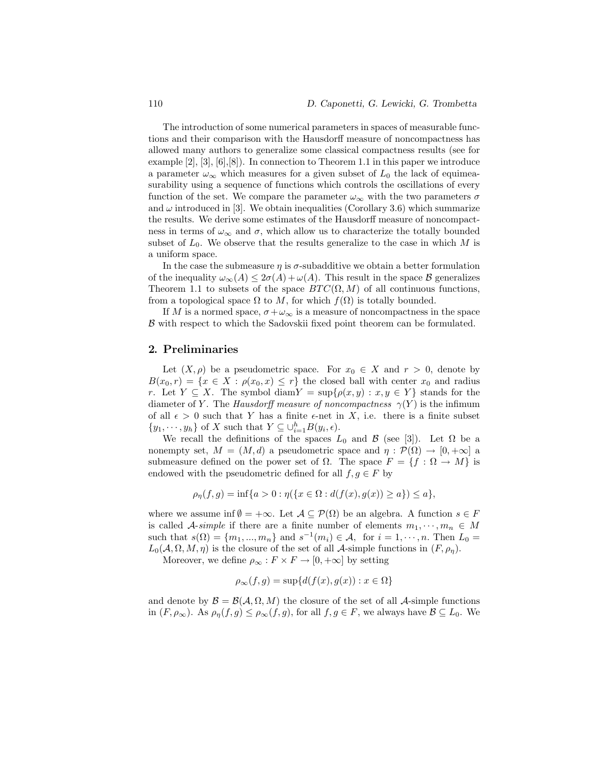The introduction of some numerical parameters in spaces of measurable functions and their comparison with the Hausdorff measure of noncompactness has allowed many authors to generalize some classical compactness results (see for example [2], [3], [6],[8]). In connection to Theorem 1.1 in this paper we introduce a parameter $\omega_\infty$ which measures for a given subset of $L_0$ the lack of equimeasurability using a sequence of functions which controls the oscillations of every function of the set. We compare the parameter $\omega_\infty$ with the two parameters $\sigma$ and $\omega$ introduced in [3]. We obtain inequalities (Corollary 3.6) which summarize the results. We derive some estimates of the Hausdorff measure of noncompactness in terms of $\omega_\infty$ and $\sigma$, which allow us to characterize the totally bounded subset of $L_0$. We observe that the results generalize to the case in which $M$ is a uniform space.

In the case the submeasure $\eta$ is $\sigma$-subadditive we obtain a better formulation of the inequality $\omega_\infty(A) \leq 2\sigma(A) + \omega(A)$. This result in the space $\mathcal{B}$ generalizes Theorem 1.1 to subsets of the space $BTC(\Omega, M)$ of all continuous functions, from a topological space $\Omega$ to $M$, for which $f(\Omega)$ is totally bounded.

If $M$ is a normed space, $\sigma + \omega_\infty$ is a measure of noncompactness in the space $\mathcal{B}$ with respect to which the Sadovskii fixed point theorem can be formulated.

## 2. Preliminaries

Let $(X, \rho)$ be a pseudometric space. For $x_0 \in X$ and $r > 0$, denote by $B(x_0, r) = \{x \in X : \rho(x_0, x) \leq r\}$ the closed ball with center $x_0$ and radius $r$. Let $Y \subseteq X$. The symbol $\text{diam}Y = \sup\{\rho(x, y) : x, y \in Y\}$ stands for the diameter of $Y$. The *Hausdorff measure of noncompactness* $\gamma(Y)$ is the infimum of all $\epsilon > 0$ such that $Y$ has a finite $\epsilon$-net in $X$, i.e. there is a finite subset $\{y_1, \cdots, y_h\}$ of $X$ such that $Y \subseteq \cup_{i=1}^{h} B(y_i, \epsilon)$.

We recall the definitions of the spaces $L_0$ and $\mathcal{B}$ (see [3]). Let $\Omega$ be a nonempty set, $M = (M, d)$ a pseudometric space and $\eta : \mathcal{P}(\Omega) \to [0, +\infty]$ a submeasure defined on the power set of $\Omega$. The space $F = \{f : \Omega \to M\}$ is endowed with the pseudometric defined for all $f, g \in F$ by

$$\rho_\eta(f, g) = \inf\{a > 0 : \eta(\{x \in \Omega : d(f(x), g(x)) \geq a\}) \leq a\},$$

where we assume $\inf \emptyset = +\infty$. Let $\mathcal{A} \subseteq \mathcal{P}(\Omega)$ be an algebra. A function $s \in F$ is called $\mathcal{A}$-*simple* if there are a finite number of elements $m_1, \cdots, m_n \in M$ such that $s(\Omega) = \{m_1, ..., m_n\}$ and $s^{-1}(m_i) \in \mathcal{A}$, for $i = 1, \cdots, n$. Then $L_0 = L_0(\mathcal{A}, \Omega, M, \eta)$ is the closure of the set of all $\mathcal{A}$-simple functions in $(F, \rho_\eta)$.

Moreover, we define $\rho_\infty : F \times F \to [0, +\infty]$ by setting

$$\rho_\infty(f, g) = \sup\{d(f(x), g(x)) : x \in \Omega\}$$

and denote by $\mathcal{B} = \mathcal{B}(\mathcal{A}, \Omega, M)$ the closure of the set of all $\mathcal{A}$-simple functions in $(F, \rho_\infty)$. As $\rho_\eta(f, g) \leq \rho_\infty(f, g)$, for all $f, g \in F$, we always have $\mathcal{B} \subseteq L_0$. We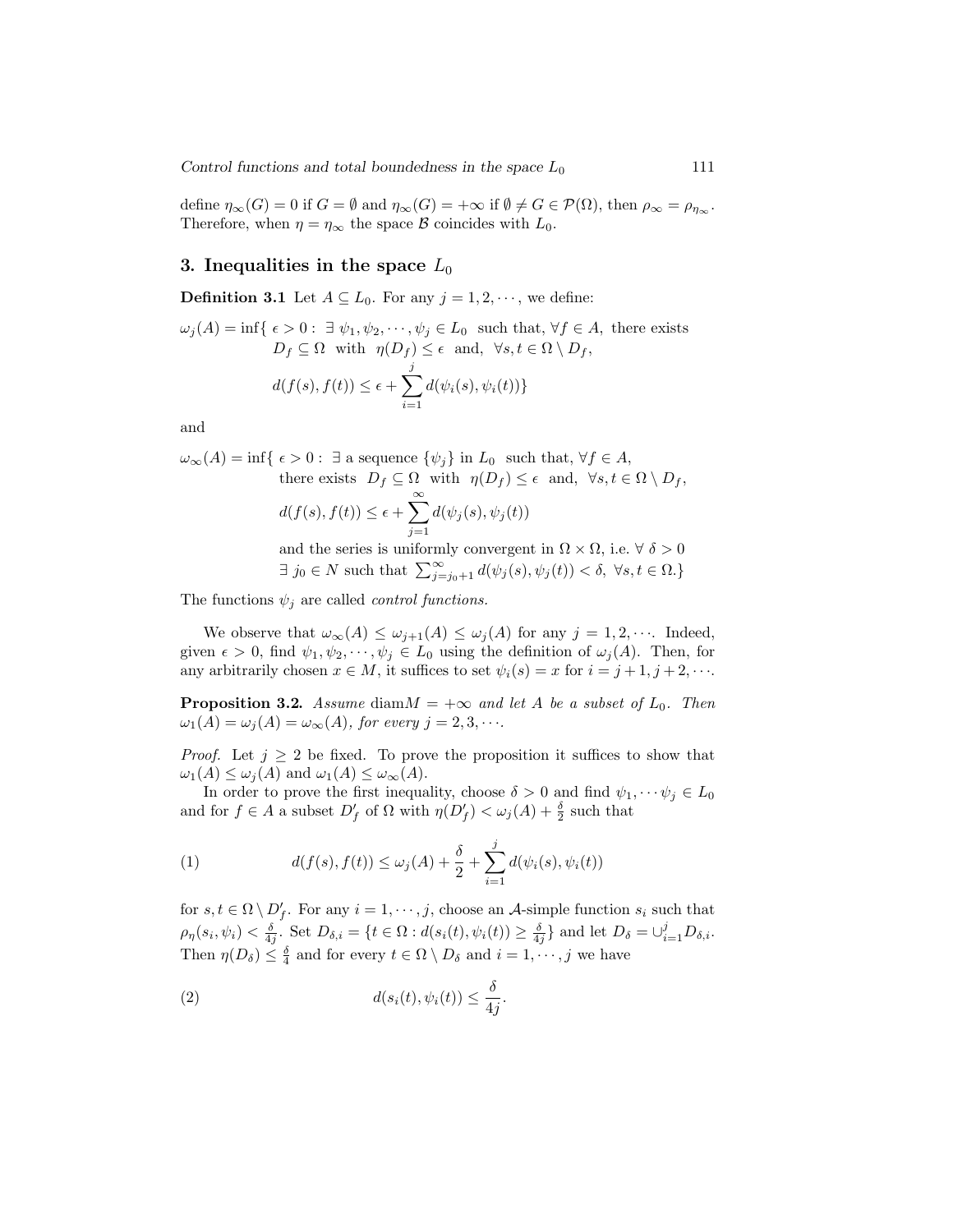define $\eta_\infty(G) = 0$ if $G = \emptyset$ and $\eta_\infty(G) = +\infty$ if $\emptyset \neq G \in \mathcal{P}(\Omega)$, then $\rho_\infty = \rho_{\eta_\infty}$. Therefore, when $\eta = \eta_\infty$ the space $\mathcal{B}$ coincides with $L_0$.

## 3. Inequalities in the space $L_0$

**Definition 3.1** Let $A \subseteq L_0$. For any $j = 1, 2, \cdots$, we define:

$$\omega_j(A) = \inf\{ \epsilon > 0 : \exists\ \psi_1, \psi_2, \cdots, \psi_j \in L_0 \text{ such that, } \forall f \in A, \text{ there exists } D_f \subseteq \Omega \text{ with } \eta(D_f) \leq \epsilon \text{ and, } \forall s,t \in \Omega \setminus D_f,$$

$$d(f(s), f(t)) \leq \epsilon + \sum_{i=1}^{j} d(\psi_i(s), \psi_i(t))\}$$

and

$$\omega_\infty(A) = \inf\{ \epsilon > 0 : \exists \text{ a sequence } \{\psi_j\} \text{ in } L_0 \text{ such that, } \forall f \in A, \text{ there exists } D_f \subseteq \Omega \text{ with } \eta(D_f) \leq \epsilon \text{ and, } \forall s,t \in \Omega \setminus D_f,$$

$$d(f(s), f(t)) \leq \epsilon + \sum_{j=1}^{\infty} d(\psi_j(s), \psi_j(t))$$

and the series is uniformly convergent in $\Omega \times \Omega$, i.e. $\forall\ \delta > 0$ $\exists\ j_0 \in N$ such that $\sum_{j=j_0+1}^{\infty} d(\psi_j(s), \psi_j(t)) < \delta,\ \forall s,t \in \Omega.\}$

The functions $\psi_j$ are called *control functions.*

We observe that $\omega_\infty(A) \leq \omega_{j+1}(A) \leq \omega_j(A)$ for any $j = 1, 2, \cdots$. Indeed, given $\epsilon > 0$, find $\psi_1, \psi_2, \cdots, \psi_j \in L_0$ using the definition of $\omega_j(A)$. Then, for any arbitrarily chosen $x \in M$, it suffices to set $\psi_i(s) = x$ for $i = j+1, j+2, \cdots$.

**Proposition 3.2.** *Assume* $\text{diam} M = +\infty$ *and let* $A$ *be a subset of* $L_0$. *Then* $\omega_1(A) = \omega_j(A) = \omega_\infty(A)$, *for every* $j = 2, 3, \cdots$.

*Proof.* Let $j \geq 2$ be fixed. To prove the proposition it suffices to show that $\omega_1(A) \leq \omega_j(A)$ and $\omega_1(A) \leq \omega_\infty(A)$.

In order to prove the first inequality, choose $\delta > 0$ and find $\psi_1, \cdots \psi_j \in L_0$ and for $f \in A$ a subset $D'_f$ of $\Omega$ with $\eta(D'_f) < \omega_j(A) + \frac{\delta}{2}$ such that

$$d(f(s), f(t)) \leq \omega_j(A) + \frac{\delta}{2} + \sum_{i=1}^{j} d(\psi_i(s), \psi_i(t)) \tag{1}$$

for $s, t \in \Omega \setminus D'_f$. For any $i = 1, \cdots, j$, choose an $\mathcal{A}$-simple function $s_i$ such that $\rho_\eta(s_i, \psi_i) < \frac{\delta}{4j}$. Set $D_{\delta,i} = \{t \in \Omega : d(s_i(t), \psi_i(t)) \geq \frac{\delta}{4j}\}$ and let $D_\delta = \cup_{i=1}^{j} D_{\delta,i}$. Then $\eta(D_\delta) \leq \frac{\delta}{4}$ and for every $t \in \Omega \setminus D_\delta$ and $i = 1, \cdots, j$ we have

$$d(s_i(t), \psi_i(t)) \leq \frac{\delta}{4j}. \tag{2}$$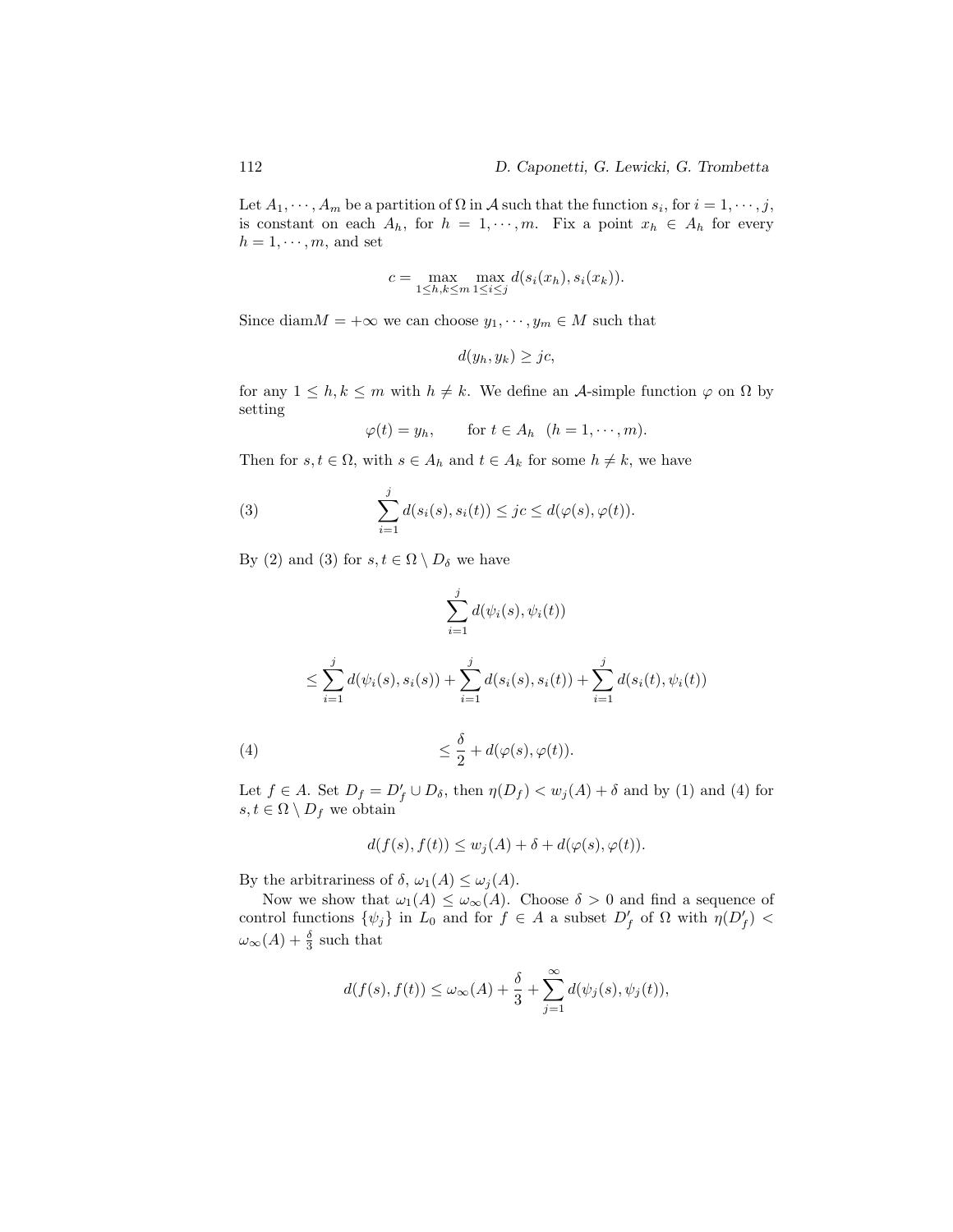Let $A_1, \cdots, A_m$ be a partition of $\Omega$ in $\mathcal{A}$ such that the function $s_i$, for $i = 1, \cdots, j$, is constant on each $A_h$, for $h = 1, \cdots, m$. Fix a point $x_h \in A_h$ for every $h = 1, \cdots, m$, and set

$$c = \max_{1 \leq h,k \leq m} \max_{1 \leq i \leq j} d(s_i(x_h), s_i(x_k)).$$

Since $\operatorname{diam} M = +\infty$ we can choose $y_1, \cdots, y_m \in M$ such that

$$d(y_h, y_k) \geq jc,$$

for any $1 \leq h, k \leq m$ with $h \neq k$. We define an $\mathcal{A}$-simple function $\varphi$ on $\Omega$ by setting

$$\varphi(t) = y_h, \qquad \text{for } t \in A_h \quad (h = 1, \cdots, m).$$

Then for $s, t \in \Omega$, with $s \in A_h$ and $t \in A_k$ for some $h \neq k$, we have

$$\sum_{i=1}^{j} d(s_i(s), s_i(t)) \leq jc \leq d(\varphi(s), \varphi(t)). \tag{3}$$

By (2) and (3) for $s, t \in \Omega \setminus D_\delta$ we have

$$\sum_{i=1}^{j} d(\psi_i(s), \psi_i(t))$$

$$\leq \sum_{i=1}^{j} d(\psi_i(s), s_i(s)) + \sum_{i=1}^{j} d(s_i(s), s_i(t)) + \sum_{i=1}^{j} d(s_i(t), \psi_i(t))$$

$$\leq \frac{\delta}{2} + d(\varphi(s), \varphi(t)). \tag{4}$$

Let $f \in A$. Set $D_f = D'_f \cup D_\delta$, then $\eta(D_f) < w_j(A) + \delta$ and by (1) and (4) for $s, t \in \Omega \setminus D_f$ we obtain

$$d(f(s), f(t)) \leq w_j(A) + \delta + d(\varphi(s), \varphi(t)).$$

By the arbitrariness of $\delta$, $\omega_1(A) \leq \omega_j(A)$.

Now we show that $\omega_1(A) \leq \omega_\infty(A)$. Choose $\delta > 0$ and find a sequence of control functions $\{\psi_j\}$ in $L_0$ and for $f \in A$ a subset $D'_f$ of $\Omega$ with $\eta(D'_f) < \omega_\infty(A) + \frac{\delta}{3}$ such that

$$d(f(s), f(t)) \leq \omega_\infty(A) + \frac{\delta}{3} + \sum_{j=1}^{\infty} d(\psi_j(s), \psi_j(t)),$$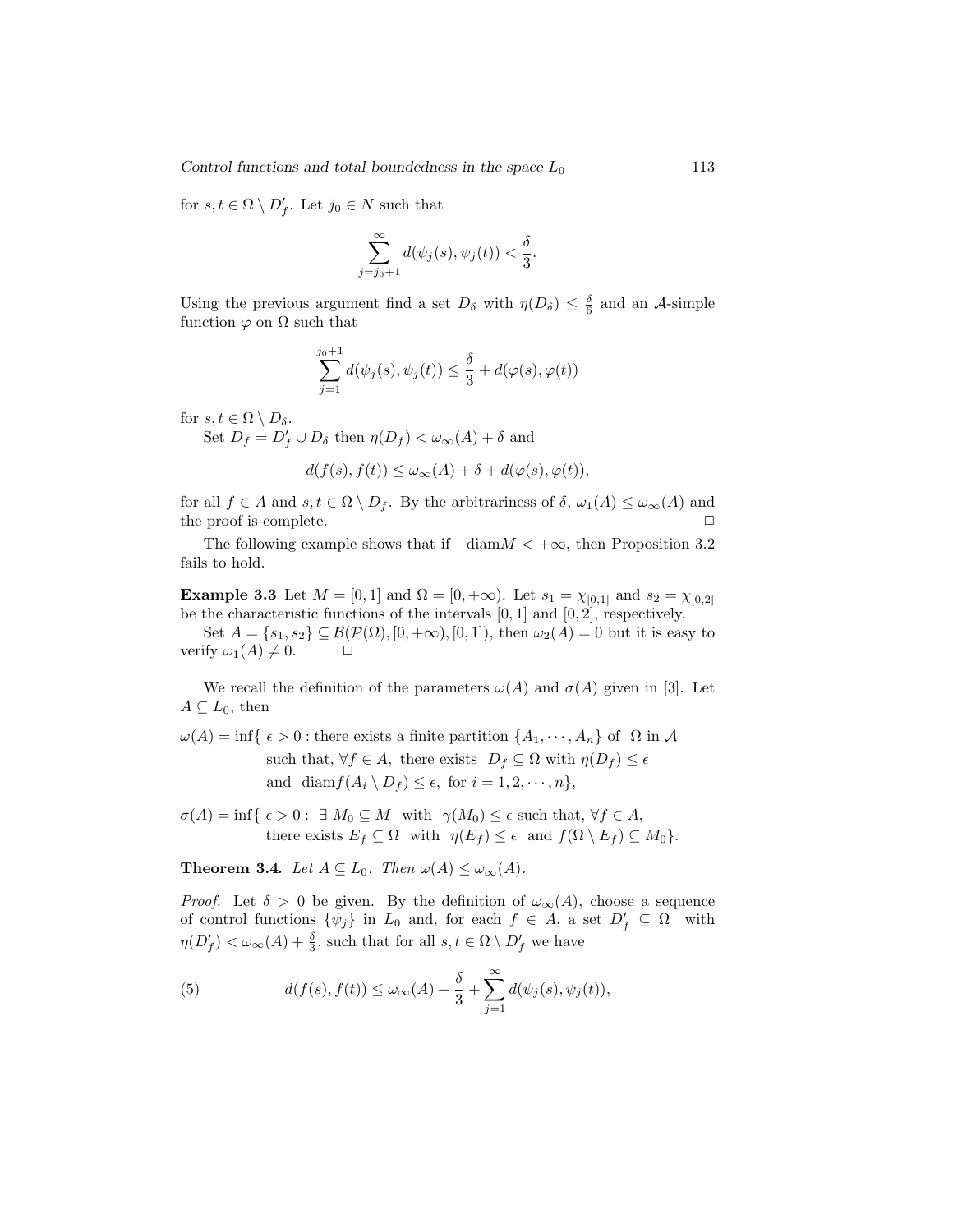for $s, t \in \Omega \setminus D'_f$. Let $j_0 \in N$ such that

$$\sum_{j=j_0+1}^{\infty} d(\psi_j(s), \psi_j(t)) < \frac{\delta}{3}.$$

Using the previous argument find a set $D_\delta$ with $\eta(D_\delta) \leq \frac{\delta}{6}$ and an $\mathcal{A}$-simple function $\varphi$ on $\Omega$ such that

$$\sum_{j=1}^{j_0+1} d(\psi_j(s), \psi_j(t)) \leq \frac{\delta}{3} + d(\varphi(s), \varphi(t))$$

for $s, t \in \Omega \setminus D_\delta$.

Set $D_f = D'_f \cup D_\delta$ then $\eta(D_f) < \omega_\infty(A) + \delta$ and

$$d(f(s), f(t)) \leq \omega_\infty(A) + \delta + d(\varphi(s), \varphi(t)),$$

for all $f \in A$ and $s, t \in \Omega \setminus D_f$. By the arbitrariness of $\delta$, $\omega_1(A) \leq \omega_\infty(A)$ and the proof is complete. □

The following example shows that if $\operatorname{diam} M < +\infty$, then Proposition 3.2 fails to hold.

**Example 3.3** Let $M = [0, 1]$ and $\Omega = [0, +\infty)$. Let $s_1 = \chi_{[0,1]}$ and $s_2 = \chi_{[0,2]}$ be the characteristic functions of the intervals $[0, 1]$ and $[0, 2]$, respectively.

Set $A = \{s_1, s_2\} \subseteq \mathcal{B}(\mathcal{P}(\Omega), [0, +\infty), [0, 1])$, then $\omega_2(A) = 0$ but it is easy to verify $\omega_1(A) \neq 0$. □

We recall the definition of the parameters $\omega(A)$ and $\sigma(A)$ given in [3]. Let $A \subseteq L_0$, then

$$\begin{aligned}\omega(A) = \inf\{\, \epsilon > 0 : & \text{ there exists a finite partition } \{A_1, \cdots, A_n\} \text{ of } \Omega \text{ in } \mathcal{A} \\ & \text{such that, } \forall f \in A, \text{ there exists } D_f \subseteq \Omega \text{ with } \eta(D_f) \leq \epsilon \\ & \text{and } \operatorname{diam} f(A_i \setminus D_f) \leq \epsilon, \text{ for } i = 1, 2, \cdots, n\},\end{aligned}$$

$$\begin{aligned}\sigma(A) = \inf\{\, \epsilon > 0 : & \ \exists\, M_0 \subseteq M \text{ with } \gamma(M_0) \leq \epsilon \text{ such that, } \forall f \in A, \\ & \text{there exists } E_f \subseteq \Omega \text{ with } \eta(E_f) \leq \epsilon \text{ and } f(\Omega \setminus E_f) \subseteq M_0\}.\end{aligned}$$

**Theorem 3.4.** *Let $A \subseteq L_0$. Then $\omega(A) \leq \omega_\infty(A)$.*

*Proof.* Let $\delta > 0$ be given. By the definition of $\omega_\infty(A)$, choose a sequence of control functions $\{\psi_j\}$ in $L_0$ and, for each $f \in A$, a set $D'_f \subseteq \Omega$ with $\eta(D'_f) < \omega_\infty(A) + \frac{\delta}{3}$, such that for all $s, t \in \Omega \setminus D'_f$ we have

$$d(f(s), f(t)) \leq \omega_\infty(A) + \frac{\delta}{3} + \sum_{j=1}^{\infty} d(\psi_j(s), \psi_j(t)), \tag{5}$$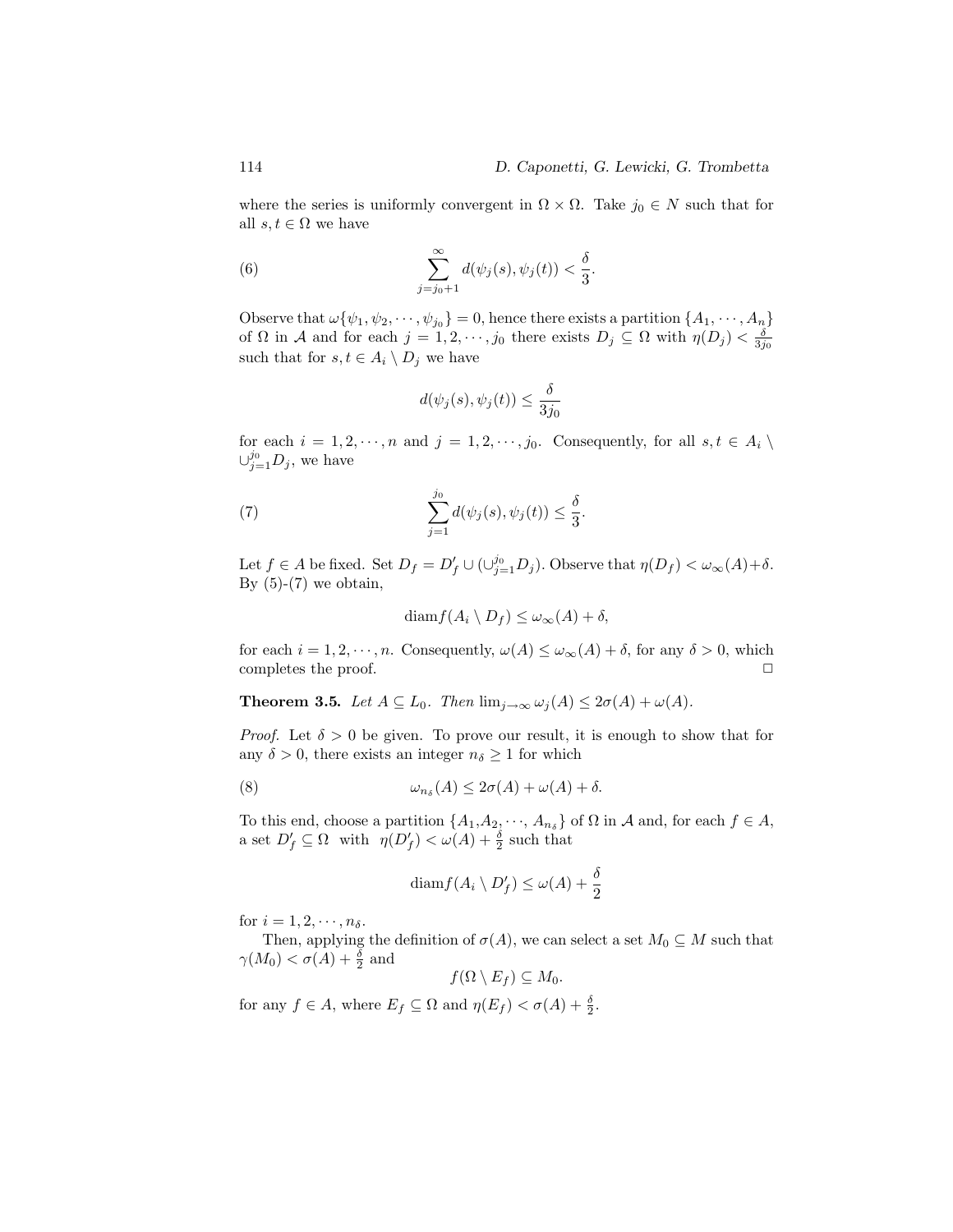where the series is uniformly convergent in $\Omega \times \Omega$. Take $j_0 \in N$ such that for all $s, t \in \Omega$ we have

$$\sum_{j=j_0+1}^{\infty} d(\psi_j(s), \psi_j(t)) < \frac{\delta}{3}. \tag{6}$$

Observe that $\omega\{\psi_1, \psi_2, \cdots, \psi_{j_0}\} = 0$, hence there exists a partition $\{A_1, \cdots, A_n\}$ of $\Omega$ in $\mathcal{A}$ and for each $j = 1, 2, \cdots, j_0$ there exists $D_j \subseteq \Omega$ with $\eta(D_j) < \frac{\delta}{3j_0}$ such that for $s, t \in A_i \setminus D_j$ we have

$$d(\psi_j(s), \psi_j(t)) \leq \frac{\delta}{3j_0}$$

for each $i = 1, 2, \cdots, n$ and $j = 1, 2, \cdots, j_0$. Consequently, for all $s, t \in A_i \setminus \cup_{j=1}^{j_0} D_j$, we have

$$\sum_{j=1}^{j_0} d(\psi_j(s), \psi_j(t)) \leq \frac{\delta}{3}. \tag{7}$$

Let $f \in A$ be fixed. Set $D_f = D'_f \cup (\cup_{j=1}^{j_0} D_j)$. Observe that $\eta(D_f) < \omega_\infty(A)+\delta$. By (5)-(7) we obtain,

$$\text{diam} f(A_i \setminus D_f) \leq \omega_\infty(A) + \delta,$$

for each $i = 1, 2, \cdots, n$. Consequently, $\omega(A) \leq \omega_\infty(A) + \delta$, for any $\delta > 0$, which completes the proof. $\square$

**Theorem 3.5.** *Let $A \subseteq L_0$. Then $\lim_{j\to\infty} \omega_j(A) \leq 2\sigma(A) + \omega(A)$.*

*Proof.* Let $\delta > 0$ be given. To prove our result, it is enough to show that for any $\delta > 0$, there exists an integer $n_\delta \geq 1$ for which

$$\omega_{n_\delta}(A) \leq 2\sigma(A) + \omega(A) + \delta. \tag{8}$$

To this end, choose a partition $\{A_1, A_2, \cdots, A_{n_\delta}\}$ of $\Omega$ in $\mathcal{A}$ and, for each $f \in A$, a set $D'_f \subseteq \Omega$ with $\eta(D'_f) < \omega(A) + \frac{\delta}{2}$ such that

$$\text{diam} f(A_i \setminus D'_f) \leq \omega(A) + \frac{\delta}{2}$$

for $i = 1, 2, \cdots, n_\delta$.

Then, applying the definition of $\sigma(A)$, we can select a set $M_0 \subseteq M$ such that $\gamma(M_0) < \sigma(A) + \frac{\delta}{2}$ and

$$f(\Omega \setminus E_f) \subseteq M_0.$$

for any $f \in A$, where $E_f \subseteq \Omega$ and $\eta(E_f) < \sigma(A) + \frac{\delta}{2}$.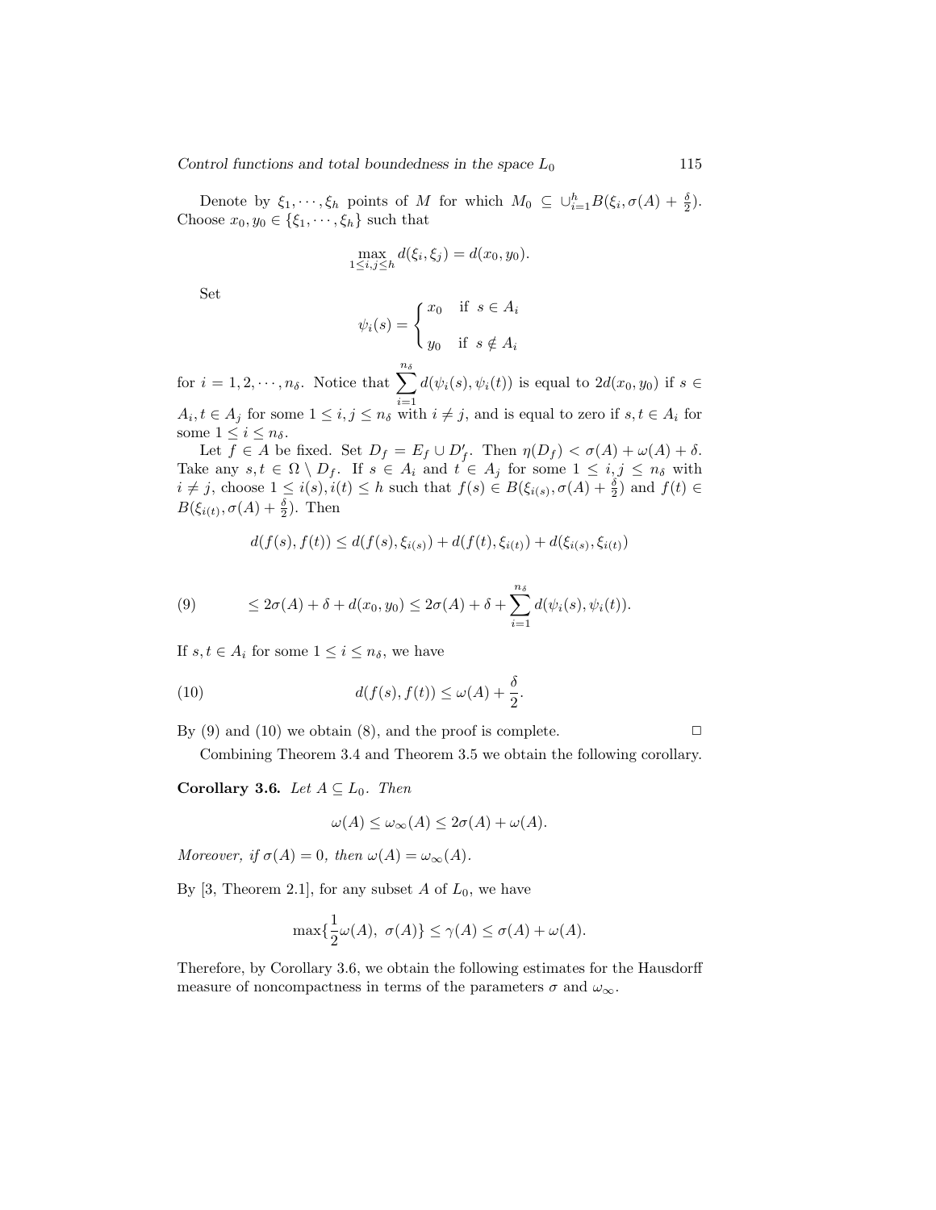Denote by $\xi_1, \cdots, \xi_h$ points of $M$ for which $M_0 \subseteq \cup_{i=1}^h B(\xi_i, \sigma(A) + \frac{\delta}{2})$. Choose $x_0, y_0 \in \{\xi_1, \cdots, \xi_h\}$ such that

$$\max_{1 \leq i,j \leq h} d(\xi_i, \xi_j) = d(x_0, y_0).$$

Set

$$\psi_i(s) = \begin{cases} x_0 & \text{if } s \in A_i \\ y_0 & \text{if } s \notin A_i \end{cases}$$

for $i = 1, 2, \cdots, n_\delta$. Notice that $\sum_{i=1}^{n_\delta} d(\psi_i(s), \psi_i(t))$ is equal to $2d(x_0, y_0)$ if $s \in A_i, t \in A_j$ for some $1 \leq i, j \leq n_\delta$ with $i \neq j$, and is equal to zero if $s, t \in A_i$ for some $1 \leq i \leq n_\delta$.

Let $f \in A$ be fixed. Set $D_f = E_f \cup D'_f$. Then $\eta(D_f) < \sigma(A) + \omega(A) + \delta$. Take any $s, t \in \Omega \setminus D_f$. If $s \in A_i$ and $t \in A_j$ for some $1 \leq i, j \leq n_\delta$ with $i \neq j$, choose $1 \leq i(s), i(t) \leq h$ such that $f(s) \in B(\xi_{i(s)}, \sigma(A) + \frac{\delta}{2})$ and $f(t) \in B(\xi_{i(t)}, \sigma(A) + \frac{\delta}{2})$. Then

$$d(f(s), f(t)) \leq d(f(s), \xi_{i(s)}) + d(f(t), \xi_{i(t)}) + d(\xi_{i(s)}, \xi_{i(t)})$$

$$\leq 2\sigma(A) + \delta + d(x_0, y_0) \leq 2\sigma(A) + \delta + \sum_{i=1}^{n_\delta} d(\psi_i(s), \psi_i(t)). \tag{9}$$

If $s, t \in A_i$ for some $1 \leq i \leq n_\delta$, we have

$$d(f(s), f(t)) \leq \omega(A) + \frac{\delta}{2}. \tag{10}$$

By (9) and (10) we obtain (8), and the proof is complete. $\square$

Combining Theorem 3.4 and Theorem 3.5 we obtain the following corollary.

**Corollary 3.6.** *Let $A \subseteq L_0$. Then*

$$\omega(A) \leq \omega_\infty(A) \leq 2\sigma(A) + \omega(A).$$

*Moreover, if $\sigma(A) = 0$, then $\omega(A) = \omega_\infty(A)$.*

By [3, Theorem 2.1], for any subset $A$ of $L_0$, we have

$$\max\{\frac{1}{2}\omega(A),\ \sigma(A)\} \leq \gamma(A) \leq \sigma(A) + \omega(A).$$

Therefore, by Corollary 3.6, we obtain the following estimates for the Hausdorff measure of noncompactness in terms of the parameters $\sigma$ and $\omega_\infty$.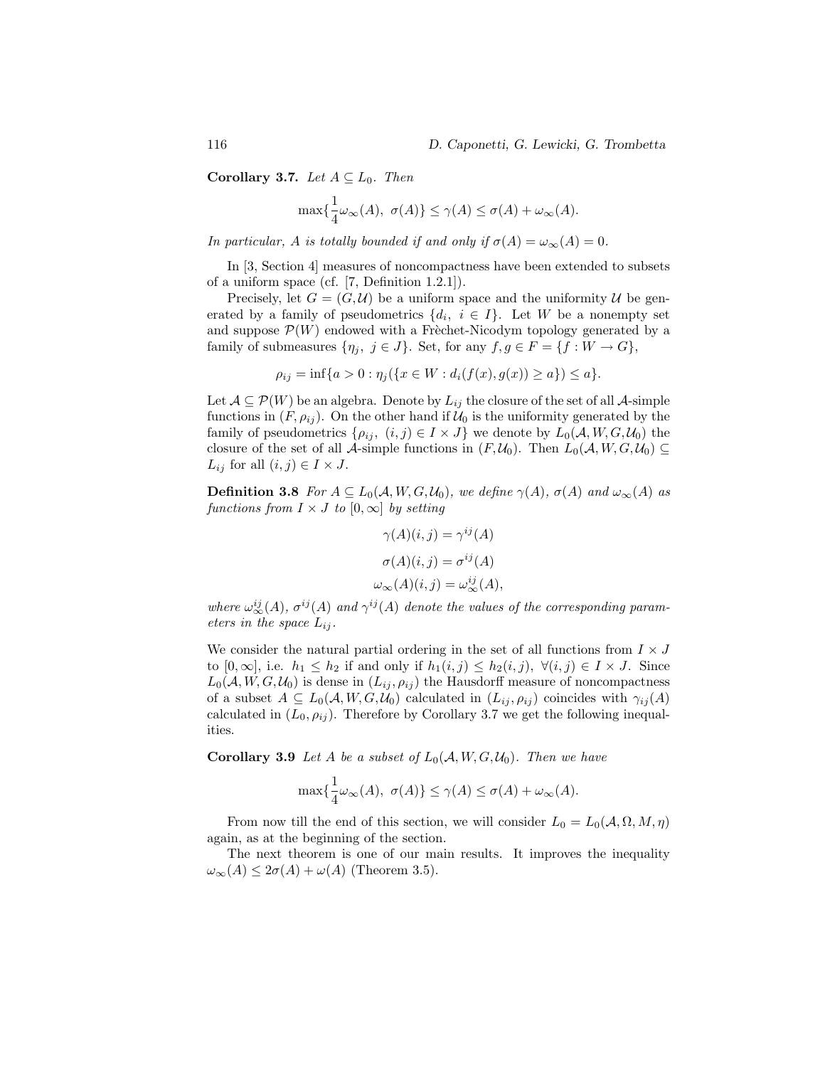**Corollary 3.7.** *Let $A \subseteq L_0$. Then*

$$\max\{\frac{1}{4}\omega_\infty(A),\ \sigma(A)\} \leq \gamma(A) \leq \sigma(A) + \omega_\infty(A).$$

*In particular, $A$ is totally bounded if and only if $\sigma(A) = \omega_\infty(A) = 0$.*

In [3, Section 4] measures of noncompactness have been extended to subsets of a uniform space (cf. [7, Definition 1.2.1]).

Precisely, let $G = (G, \mathcal{U})$ be a uniform space and the uniformity $\mathcal{U}$ be generated by a family of pseudometrics $\{d_i,\ i \in I\}$. Let $W$ be a nonempty set and suppose $\mathcal{P}(W)$ endowed with a Frèchet-Nicodym topology generated by a family of submeasures $\{\eta_j,\ j \in J\}$. Set, for any $f, g \in F = \{f : W \to G\}$,

$$\rho_{ij} = \inf\{a > 0 : \eta_j(\{x \in W : d_i(f(x), g(x)) \geq a\}) \leq a\}.$$

Let $\mathcal{A} \subseteq \mathcal{P}(W)$ be an algebra. Denote by $L_{ij}$ the closure of the set of all $\mathcal{A}$-simple functions in $(F, \rho_{ij})$. On the other hand if $\mathcal{U}_0$ is the uniformity generated by the family of pseudometrics $\{\rho_{ij},\ (i,j) \in I \times J\}$ we denote by $L_0(\mathcal{A}, W, G, \mathcal{U}_0)$ the closure of the set of all $\mathcal{A}$-simple functions in $(F, \mathcal{U}_0)$. Then $L_0(\mathcal{A}, W, G, \mathcal{U}_0) \subseteq L_{ij}$ for all $(i,j) \in I \times J$.

**Definition 3.8** *For $A \subseteq L_0(\mathcal{A}, W, G, \mathcal{U}_0)$, we define $\gamma(A)$, $\sigma(A)$ and $\omega_\infty(A)$ as functions from $I \times J$ to $[0, \infty]$ by setting*

$$\gamma(A)(i,j) = \gamma^{ij}(A)$$

$$\sigma(A)(i,j) = \sigma^{ij}(A)$$

$$\omega_\infty(A)(i,j) = \omega_\infty^{ij}(A),$$

*where $\omega_\infty^{ij}(A)$, $\sigma^{ij}(A)$ and $\gamma^{ij}(A)$ denote the values of the corresponding parameters in the space $L_{ij}$.*

We consider the natural partial ordering in the set of all functions from $I \times J$ to $[0, \infty]$, i.e. $h_1 \leq h_2$ if and only if $h_1(i,j) \leq h_2(i,j),\ \forall (i,j) \in I \times J$. Since $L_0(\mathcal{A}, W, G, \mathcal{U}_0)$ is dense in $(L_{ij}, \rho_{ij})$ the Hausdorff measure of noncompactness of a subset $A \subseteq L_0(\mathcal{A}, W, G, \mathcal{U}_0)$ calculated in $(L_{ij}, \rho_{ij})$ coincides with $\gamma_{ij}(A)$ calculated in $(L_0, \rho_{ij})$. Therefore by Corollary 3.7 we get the following inequalities.

**Corollary 3.9** *Let $A$ be a subset of $L_0(\mathcal{A}, W, G, \mathcal{U}_0)$. Then we have*

$$\max\{\frac{1}{4}\omega_\infty(A),\ \sigma(A)\} \leq \gamma(A) \leq \sigma(A) + \omega_\infty(A).$$

From now till the end of this section, we will consider $L_0 = L_0(\mathcal{A}, \Omega, M, \eta)$ again, as at the beginning of the section.

The next theorem is one of our main results. It improves the inequality $\omega_\infty(A) \leq 2\sigma(A) + \omega(A)$ (Theorem 3.5).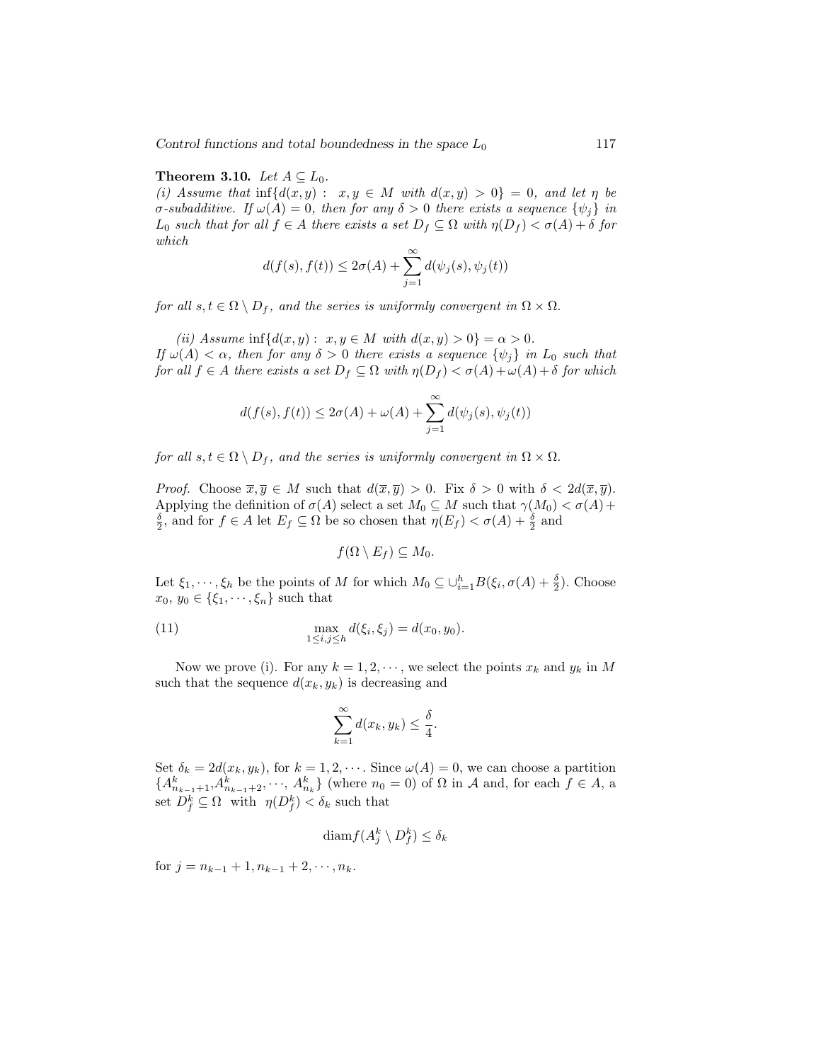**Theorem 3.10.** *Let $A \subseteq L_0$.*
*(i) Assume that $\inf\{d(x,y) : \ x, y \in M \text{ with } d(x,y) > 0\} = 0$, and let $\eta$ be $\sigma$-subadditive. If $\omega(A) = 0$, then for any $\delta > 0$ there exists a sequence $\{\psi_j\}$ in $L_0$ such that for all $f \in A$ there exists a set $D_f \subseteq \Omega$ with $\eta(D_f) < \sigma(A) + \delta$ for which*

$$d(f(s), f(t)) \leq 2\sigma(A) + \sum_{j=1}^{\infty} d(\psi_j(s), \psi_j(t))$$

*for all $s, t \in \Omega \setminus D_f$, and the series is uniformly convergent in $\Omega \times \Omega$.*

*(ii) Assume $\inf\{d(x,y) : \ x, y \in M \text{ with } d(x,y) > 0\} = \alpha > 0$. If $\omega(A) < \alpha$, then for any $\delta > 0$ there exists a sequence $\{\psi_j\}$ in $L_0$ such that for all $f \in A$ there exists a set $D_f \subseteq \Omega$ with $\eta(D_f) < \sigma(A) + \omega(A) + \delta$ for which*

$$d(f(s), f(t)) \leq 2\sigma(A) + \omega(A) + \sum_{j=1}^{\infty} d(\psi_j(s), \psi_j(t))$$

*for all $s, t \in \Omega \setminus D_f$, and the series is uniformly convergent in $\Omega \times \Omega$.*

*Proof.* Choose $\overline{x}, \overline{y} \in M$ such that $d(\overline{x}, \overline{y}) > 0$. Fix $\delta > 0$ with $\delta < 2d(\overline{x}, \overline{y})$. Applying the definition of $\sigma(A)$ select a set $M_0 \subseteq M$ such that $\gamma(M_0) < \sigma(A) + \frac{\delta}{2}$, and for $f \in A$ let $E_f \subseteq \Omega$ be so chosen that $\eta(E_f) < \sigma(A) + \frac{\delta}{2}$ and

$$f(\Omega \setminus E_f) \subseteq M_0.$$

Let $\xi_1, \cdots, \xi_h$ be the points of $M$ for which $M_0 \subseteq \cup_{i=1}^{h} B(\xi_i, \sigma(A) + \frac{\delta}{2})$. Choose $x_0$, $y_0 \in \{\xi_1, \cdots, \xi_n\}$ such that

$$\max_{1 \leq i,j \leq h} d(\xi_i, \xi_j) = d(x_0, y_0). \tag{11}$$

Now we prove (i). For any $k = 1, 2, \cdots$, we select the points $x_k$ and $y_k$ in $M$ such that the sequence $d(x_k, y_k)$ is decreasing and

$$\sum_{k=1}^{\infty} d(x_k, y_k) \leq \frac{\delta}{4}.$$

Set $\delta_k = 2d(x_k, y_k)$, for $k = 1, 2, \cdots$. Since $\omega(A) = 0$, we can choose a partition $\{A^k_{n_{k-1}+1}, A^k_{n_{k-1}+2}, \cdots, A^k_{n_k}\}$ (where $n_0 = 0$) of $\Omega$ in $\mathcal{A}$ and, for each $f \in A$, a set $D^k_f \subseteq \Omega$ with $\eta(D^k_f) < \delta_k$ such that

$$\operatorname{diam} f(A^k_j \setminus D^k_f) \leq \delta_k$$

for $j = n_{k-1} + 1, n_{k-1} + 2, \cdots, n_k$.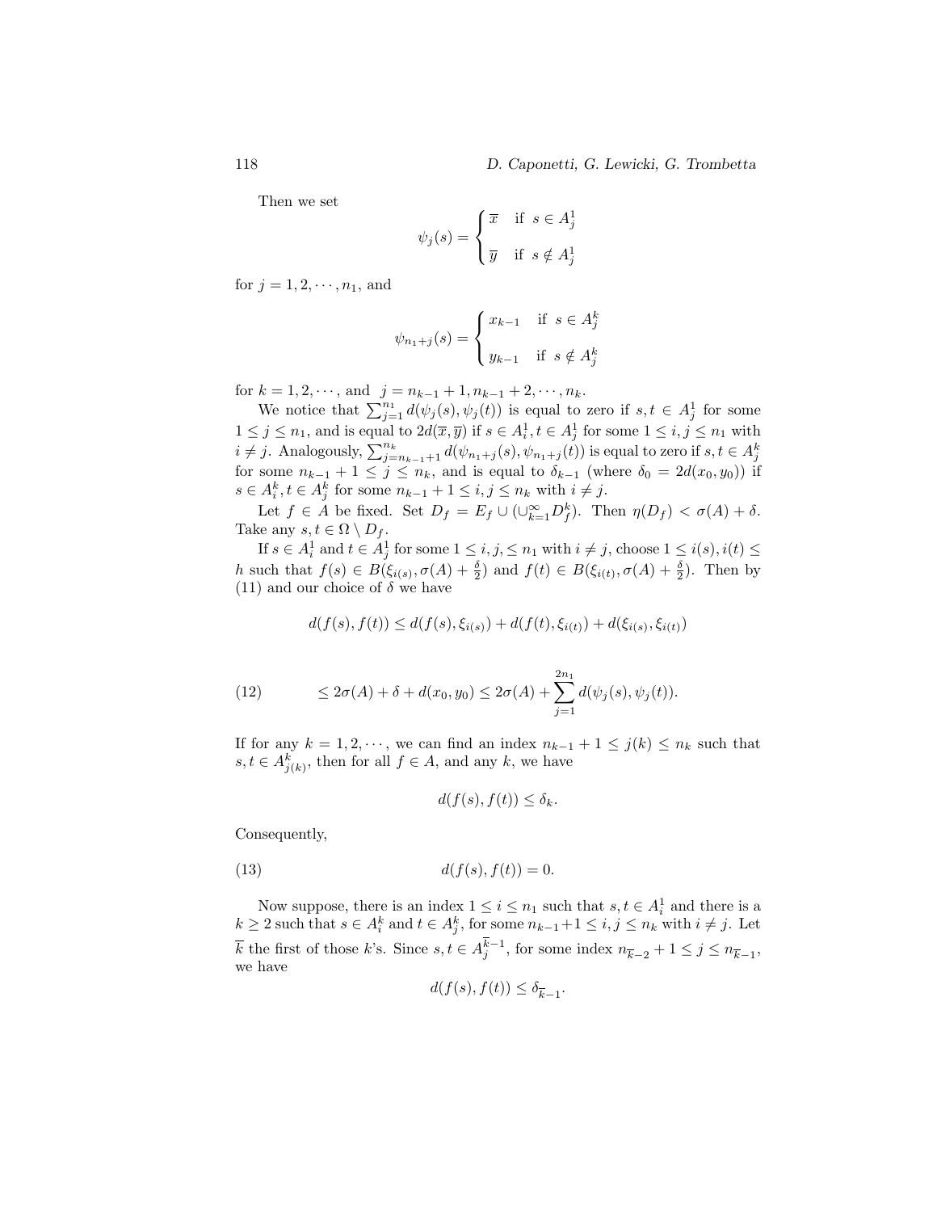Then we set

$$\psi_j(s) = \begin{cases} \overline{x} & \text{if } s \in A_j^1 \\ \\ \overline{y} & \text{if } s \notin A_j^1 \end{cases}$$

for $j = 1, 2, \cdots, n_1$, and

$$\psi_{n_1+j}(s) = \begin{cases} x_{k-1} & \text{if } s \in A_j^k \\ \\ y_{k-1} & \text{if } s \notin A_j^k \end{cases}$$

for $k = 1, 2, \cdots,$ and $j = n_{k-1}+1, n_{k-1}+2, \cdots, n_k$.

We notice that $\sum_{j=1}^{n_1} d(\psi_j(s), \psi_j(t))$ is equal to zero if $s, t \in A_j^1$ for some $1 \le j \le n_1$, and is equal to $2d(\overline{x}, \overline{y})$ if $s \in A_i^1, t \in A_j^1$ for some $1 \le i, j \le n_1$ with $i \ne j$. Analogously, $\sum_{j=n_{k-1}+1}^{n_k} d(\psi_{n_1+j}(s), \psi_{n_1+j}(t))$ is equal to zero if $s, t \in A_j^k$ for some $n_{k-1}+1 \le j \le n_k$, and is equal to $\delta_{k-1}$ (where $\delta_0 = 2d(x_0, y_0)$) if $s \in A_i^k, t \in A_j^k$ for some $n_{k-1}+1 \le i, j \le n_k$ with $i \ne j$.

Let $f \in A$ be fixed. Set $D_f = E_f \cup (\cup_{k=1}^{\infty} D_f^k)$. Then $\eta(D_f) < \sigma(A) + \delta$. Take any $s, t \in \Omega \setminus D_f$.

If $s \in A_i^1$ and $t \in A_j^1$ for some $1 \le i, j, \le n_1$ with $i \ne j$, choose $1 \le i(s), i(t) \le h$ such that $f(s) \in B(\xi_{i(s)}, \sigma(A) + \frac{\delta}{2})$ and $f(t) \in B(\xi_{i(t)}, \sigma(A) + \frac{\delta}{2})$. Then by (11) and our choice of $\delta$ we have

$$d(f(s), f(t)) \le d(f(s), \xi_{i(s)}) + d(f(t), \xi_{i(t)}) + d(\xi_{i(s)}, \xi_{i(t)})$$

$$\le 2\sigma(A) + \delta + d(x_0, y_0) \le 2\sigma(A) + \sum_{j=1}^{2n_1} d(\psi_j(s), \psi_j(t)). \tag{12}$$

If for any $k = 1, 2, \cdots,$ we can find an index $n_{k-1}+1 \le j(k) \le n_k$ such that $s, t \in A_{j(k)}^k$, then for all $f \in A$, and any $k$, we have

$$d(f(s), f(t)) \le \delta_k.$$

Consequently,

$$d(f(s), f(t)) = 0. \tag{13}$$

Now suppose, there is an index $1 \le i \le n_1$ such that $s, t \in A_i^1$ and there is a $k \ge 2$ such that $s \in A_i^k$ and $t \in A_j^k$, for some $n_{k-1}+1 \le i, j \le n_k$ with $i \ne j$. Let $\overline{k}$ the first of those $k$'s. Since $s, t \in A_j^{\overline{k}-1}$, for some index $n_{\overline{k}-2}+1 \le j \le n_{\overline{k}-1}$, we have

$$d(f(s), f(t)) \le \delta_{\overline{k}-1}.$$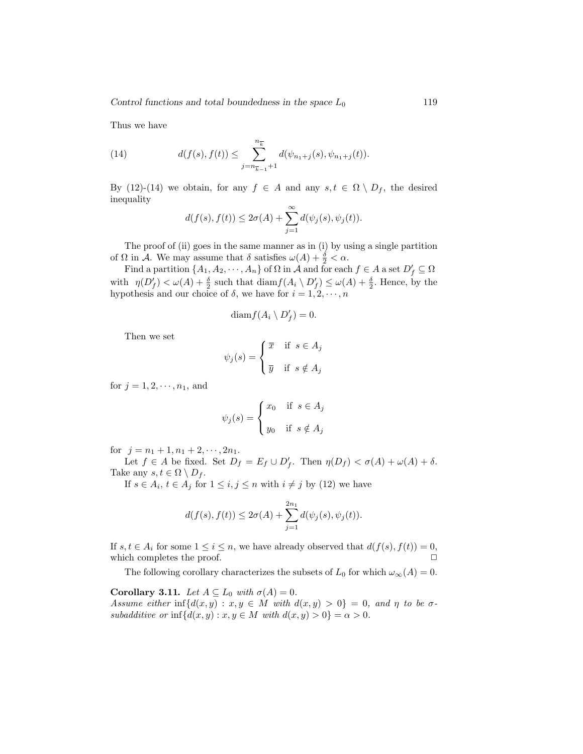Thus we have

$$d(f(s), f(t)) \leq \sum_{j=n_{\overline{k}-1}+1}^{n_{\overline{k}}} d(\psi_{n_1+j}(s), \psi_{n_1+j}(t)). \tag{14}$$

By (12)-(14) we obtain, for any $f \in A$ and any $s, t \in \Omega \setminus D_f$, the desired inequality

$$d(f(s), f(t)) \leq 2\sigma(A) + \sum_{j=1}^{\infty} d(\psi_j(s), \psi_j(t)).$$

The proof of (ii) goes in the same manner as in (i) by using a single partition of $\Omega$ in $\mathcal{A}$. We may assume that $\delta$ satisfies $\omega(A) + \frac{\delta}{2} < \alpha$.

Find a partition $\{A_1, A_2, \cdots, A_n\}$ of $\Omega$ in $\mathcal{A}$ and for each $f \in A$ a set $D'_f \subseteq \Omega$ with $\eta(D'_f) < \omega(A) + \frac{\delta}{2}$ such that $\operatorname{diam} f(A_i \setminus D'_f) \leq \omega(A) + \frac{\delta}{2}$. Hence, by the hypothesis and our choice of $\delta$, we have for $i = 1, 2, \cdots, n$

$$\operatorname{diam} f(A_i \setminus D'_f) = 0.$$

Then we set

$$\psi_j(s) = \begin{cases} \overline{x} & \text{if } s \in A_j \\ \overline{y} & \text{if } s \notin A_j \end{cases}$$

for $j = 1, 2, \cdots, n_1$, and

$$\psi_j(s) = \begin{cases} x_0 & \text{if } s \in A_j \\ y_0 & \text{if } s \notin A_j \end{cases}$$

for $j = n_1 + 1, n_1 + 2, \cdots, 2n_1$.

Let $f \in A$ be fixed. Set $D_f = E_f \cup D'_f$. Then $\eta(D_f) < \sigma(A) + \omega(A) + \delta$. Take any $s, t \in \Omega \setminus D_f$.

If $s \in A_i$, $t \in A_j$ for $1 \leq i, j \leq n$ with $i \neq j$ by (12) we have

$$d(f(s), f(t)) \leq 2\sigma(A) + \sum_{j=1}^{2n_1} d(\psi_j(s), \psi_j(t)).$$

If $s, t \in A_i$ for some $1 \leq i \leq n$, we have already observed that $d(f(s), f(t)) = 0$, which completes the proof. □

The following corollary characterizes the subsets of $L_0$ for which $\omega_\infty(A) = 0$.

**Corollary 3.11.** *Let $A \subseteq L_0$ with $\sigma(A) = 0$.*
*Assume either $\inf\{d(x, y) : x, y \in M$ with $d(x, y) > 0\} = 0$, and $\eta$ to be $\sigma$-subadditive or $\inf\{d(x, y) : x, y \in M$ with $d(x, y) > 0\} = \alpha > 0$.*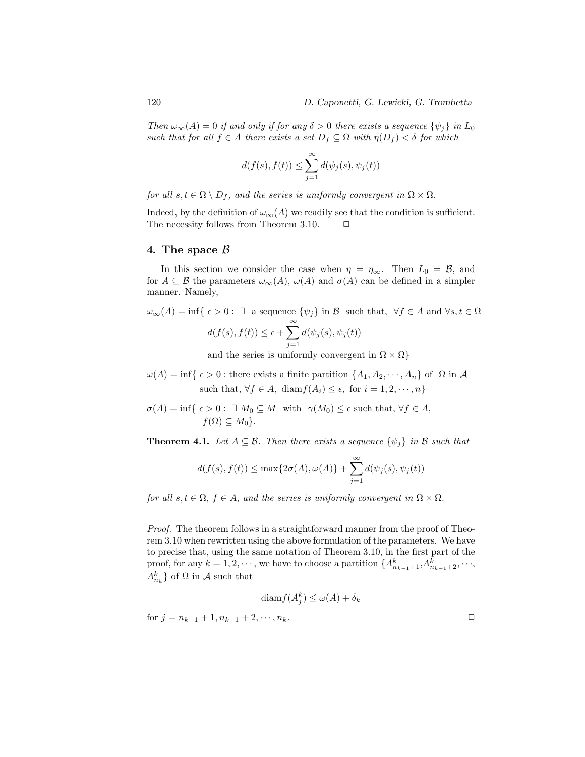*Then $\omega_\infty(A) = 0$ if and only if for any $\delta > 0$ there exists a sequence $\{\psi_j\}$ in $L_0$ such that for all $f \in A$ there exists a set $D_f \subseteq \Omega$ with $\eta(D_f) < \delta$ for which*

$$d(f(s), f(t)) \leq \sum_{j=1}^{\infty} d(\psi_j(s), \psi_j(t))$$

*for all $s, t \in \Omega \setminus D_f$, and the series is uniformly convergent in $\Omega \times \Omega$.*

Indeed, by the definition of $\omega_\infty(A)$ we readily see that the condition is sufficient. The necessity follows from Theorem 3.10. □

## 4. The space $\mathcal{B}$

In this section we consider the case when $\eta = \eta_\infty$. Then $L_0 = \mathcal{B}$, and for $A \subseteq \mathcal{B}$ the parameters $\omega_\infty(A)$, $\omega(A)$ and $\sigma(A)$ can be defined in a simpler manner. Namely,

$$\begin{aligned}\omega_\infty(A) = \inf\{\ \epsilon > 0 :\ &\exists \text{ a sequence } \{\psi_j\} \text{ in } \mathcal{B} \text{ such that, } \forall f \in A \text{ and } \forall s, t \in \Omega \\ &d(f(s), f(t)) \leq \epsilon + \sum_{j=1}^{\infty} d(\psi_j(s), \psi_j(t)) \\ &\text{and the series is uniformly convergent in } \Omega \times \Omega\}\end{aligned}$$

$$\begin{aligned}\omega(A) = \inf\{\ \epsilon > 0 :\ &\text{there exists a finite partition } \{A_1, A_2, \cdots, A_n\} \text{ of } \Omega \text{ in } \mathcal{A} \\ &\text{such that, } \forall f \in A,\ \operatorname{diam} f(A_i) \leq \epsilon, \text{ for } i = 1, 2, \cdots, n\}\end{aligned}$$

$$\begin{aligned}\sigma(A) = \inf\{\ \epsilon > 0 :\ &\exists\ M_0 \subseteq M \text{ with } \gamma(M_0) \leq \epsilon \text{ such that, } \forall f \in A, \\ &f(\Omega) \subseteq M_0\}.\end{aligned}$$

**Theorem 4.1.** *Let $A \subseteq \mathcal{B}$. Then there exists a sequence $\{\psi_j\}$ in $\mathcal{B}$ such that*

$$d(f(s), f(t)) \leq \max\{2\sigma(A), \omega(A)\} + \sum_{j=1}^{\infty} d(\psi_j(s), \psi_j(t))$$

*for all $s, t \in \Omega$, $f \in A$, and the series is uniformly convergent in $\Omega \times \Omega$.*

*Proof.* The theorem follows in a straightforward manner from the proof of Theorem 3.10 when rewritten using the above formulation of the parameters. We have to precise that, using the same notation of Theorem 3.10, in the first part of the proof, for any $k = 1, 2, \cdots$, we have to choose a partition $\{A^k_{n_{k-1}+1}, A^k_{n_{k-1}+2}, \cdots, A^k_{n_k}\}$ of $\Omega$ in $\mathcal{A}$ such that

$$\operatorname{diam} f(A^k_j) \leq \omega(A) + \delta_k$$

for $j = n_{k-1} + 1, n_{k-1} + 2, \cdots, n_k$. □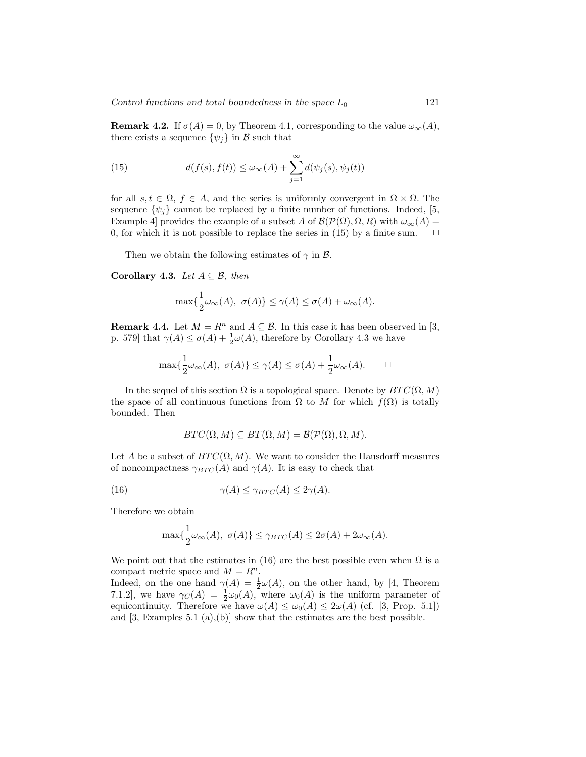**Remark 4.2.** If $\sigma(A) = 0$, by Theorem 4.1, corresponding to the value $\omega_\infty(A)$, there exists a sequence $\{\psi_j\}$ in $\mathcal{B}$ such that

$$d(f(s), f(t)) \leq \omega_\infty(A) + \sum_{j=1}^{\infty} d(\psi_j(s), \psi_j(t)) \tag{15}$$

for all $s, t \in \Omega$, $f \in A$, and the series is uniformly convergent in $\Omega \times \Omega$. The sequence $\{\psi_j\}$ cannot be replaced by a finite number of functions. Indeed, [5, Example 4] provides the example of a subset $A$ of $\mathcal{B}(\mathcal{P}(\Omega), \Omega, R)$ with $\omega_\infty(A) = 0$, for which it is not possible to replace the series in (15) by a finite sum. □

Then we obtain the following estimates of $\gamma$ in $\mathcal{B}$.

**Corollary 4.3.** *Let $A \subseteq \mathcal{B}$, then*

$$\max\{\frac{1}{2}\omega_\infty(A),\ \sigma(A)\} \leq \gamma(A) \leq \sigma(A) + \omega_\infty(A).$$

**Remark 4.4.** Let $M = R^n$ and $A \subseteq \mathcal{B}$. In this case it has been observed in [3, p. 579] that $\gamma(A) \leq \sigma(A) + \frac{1}{2}\omega(A)$, therefore by Corollary 4.3 we have

$$\max\{\frac{1}{2}\omega_\infty(A),\ \sigma(A)\} \leq \gamma(A) \leq \sigma(A) + \frac{1}{2}\omega_\infty(A). \qquad \square$$

In the sequel of this section $\Omega$ is a topological space. Denote by $BTC(\Omega, M)$ the space of all continuous functions from $\Omega$ to $M$ for which $f(\Omega)$ is totally bounded. Then

$$BTC(\Omega, M) \subseteq BT(\Omega, M) = \mathcal{B}(\mathcal{P}(\Omega), \Omega, M).$$

Let $A$ be a subset of $BTC(\Omega, M)$. We want to consider the Hausdorff measures of noncompactness $\gamma_{BTC}(A)$ and $\gamma(A)$. It is easy to check that

$$\gamma(A) \leq \gamma_{BTC}(A) \leq 2\gamma(A). \tag{16}$$

Therefore we obtain

$$\max\{\frac{1}{2}\omega_\infty(A),\ \sigma(A)\} \leq \gamma_{BTC}(A) \leq 2\sigma(A) + 2\omega_\infty(A).$$

We point out that the estimates in (16) are the best possible even when $\Omega$ is a compact metric space and $M = R^n$.
Indeed, on the one hand $\gamma(A) = \frac{1}{2}\omega(A)$, on the other hand, by [4, Theorem 7.1.2], we have $\gamma_C(A) = \frac{1}{2}\omega_0(A)$, where $\omega_0(A)$ is the uniform parameter of equicontinuity. Therefore we have $\omega(A) \leq \omega_0(A) \leq 2\omega(A)$ (cf. [3, Prop. 5.1]) and [3, Examples 5.1 (a),(b)] show that the estimates are the best possible.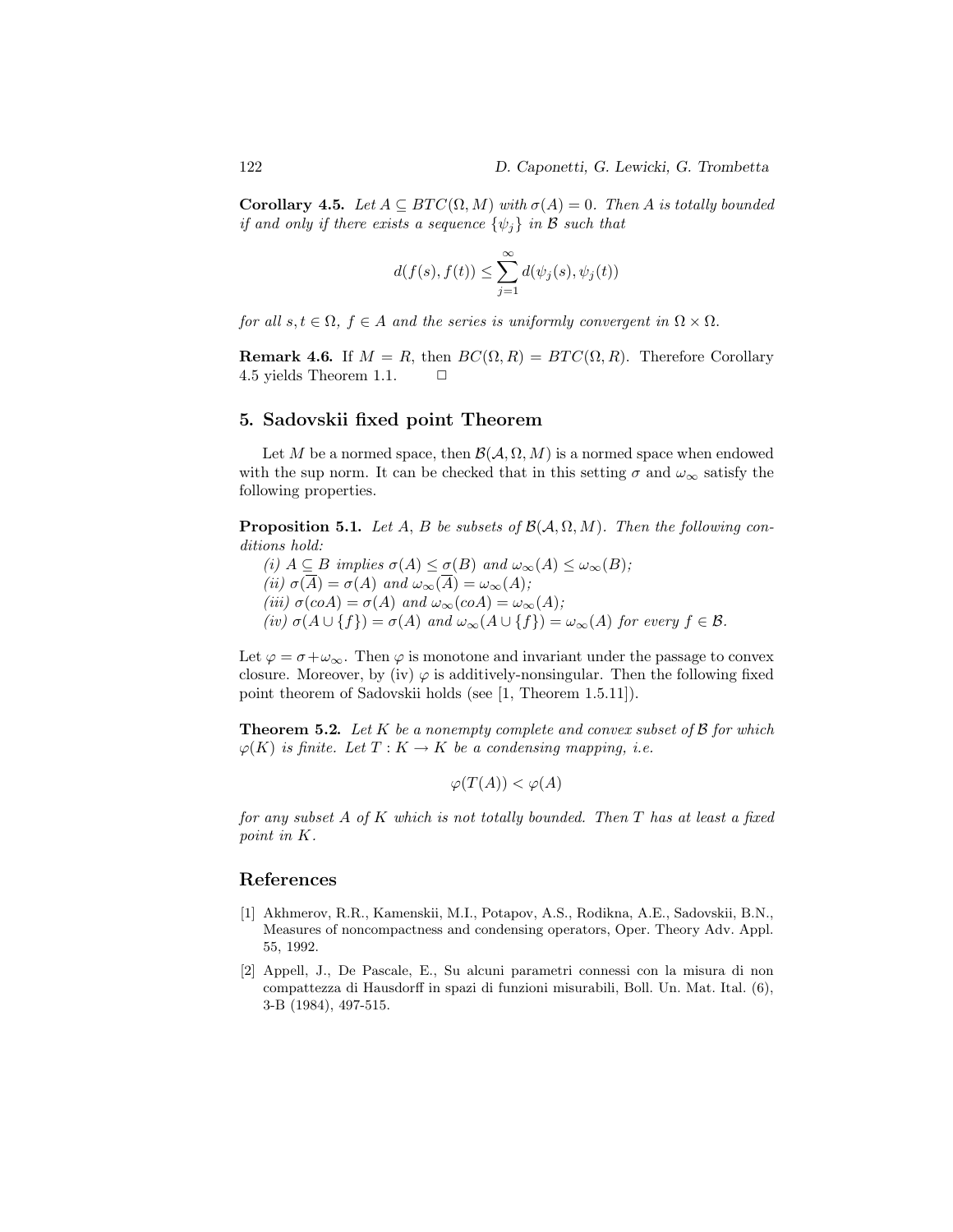**Corollary 4.5.** *Let $A \subseteq BTC(\Omega, M)$ with $\sigma(A) = 0$. Then $A$ is totally bounded if and only if there exists a sequence $\{\psi_j\}$ in $\mathcal{B}$ such that*

$$d(f(s), f(t)) \leq \sum_{j=1}^{\infty} d(\psi_j(s), \psi_j(t))$$

*for all $s, t \in \Omega$, $f \in A$ and the series is uniformly convergent in $\Omega \times \Omega$.*

**Remark 4.6.** If $M = R$, then $BC(\Omega, R) = BTC(\Omega, R)$. Therefore Corollary 4.5 yields Theorem 1.1. □

## 5. Sadovskii fixed point Theorem

Let $M$ be a normed space, then $\mathcal{B}(\mathcal{A}, \Omega, M)$ is a normed space when endowed with the sup norm. It can be checked that in this setting $\sigma$ and $\omega_\infty$ satisfy the following properties.

**Proposition 5.1.** *Let $A$, $B$ be subsets of $\mathcal{B}(\mathcal{A}, \Omega, M)$. Then the following conditions hold:*

*(i) $A \subseteq B$ implies $\sigma(A) \leq \sigma(B)$ and $\omega_\infty(A) \leq \omega_\infty(B)$;*
*(ii) $\sigma(\overline{A}) = \sigma(A)$ and $\omega_\infty(\overline{A}) = \omega_\infty(A)$;*
*(iii) $\sigma(coA) = \sigma(A)$ and $\omega_\infty(coA) = \omega_\infty(A)$;*
*(iv) $\sigma(A \cup \{f\}) = \sigma(A)$ and $\omega_\infty(A \cup \{f\}) = \omega_\infty(A)$ for every $f \in \mathcal{B}$.*

Let $\varphi = \sigma + \omega_\infty$. Then $\varphi$ is monotone and invariant under the passage to convex closure. Moreover, by (iv) $\varphi$ is additively-nonsingular. Then the following fixed point theorem of Sadovskii holds (see [1, Theorem 1.5.11]).

**Theorem 5.2.** *Let $K$ be a nonempty complete and convex subset of $\mathcal{B}$ for which $\varphi(K)$ is finite. Let $T : K \to K$ be a condensing mapping, i.e.*

$$\varphi(T(A)) < \varphi(A)$$

*for any subset $A$ of $K$ which is not totally bounded. Then $T$ has at least a fixed point in $K$.*

## References

[1] Akhmerov, R.R., Kamenskii, M.I., Potapov, A.S., Rodikna, A.E., Sadovskii, B.N., Measures of noncompactness and condensing operators, Oper. Theory Adv. Appl. 55, 1992.

[2] Appell, J., De Pascale, E., Su alcuni parametri connessi con la misura di non compattezza di Hausdorff in spazi di funzioni misurabili, Boll. Un. Mat. Ital. (6), 3-B (1984), 497-515.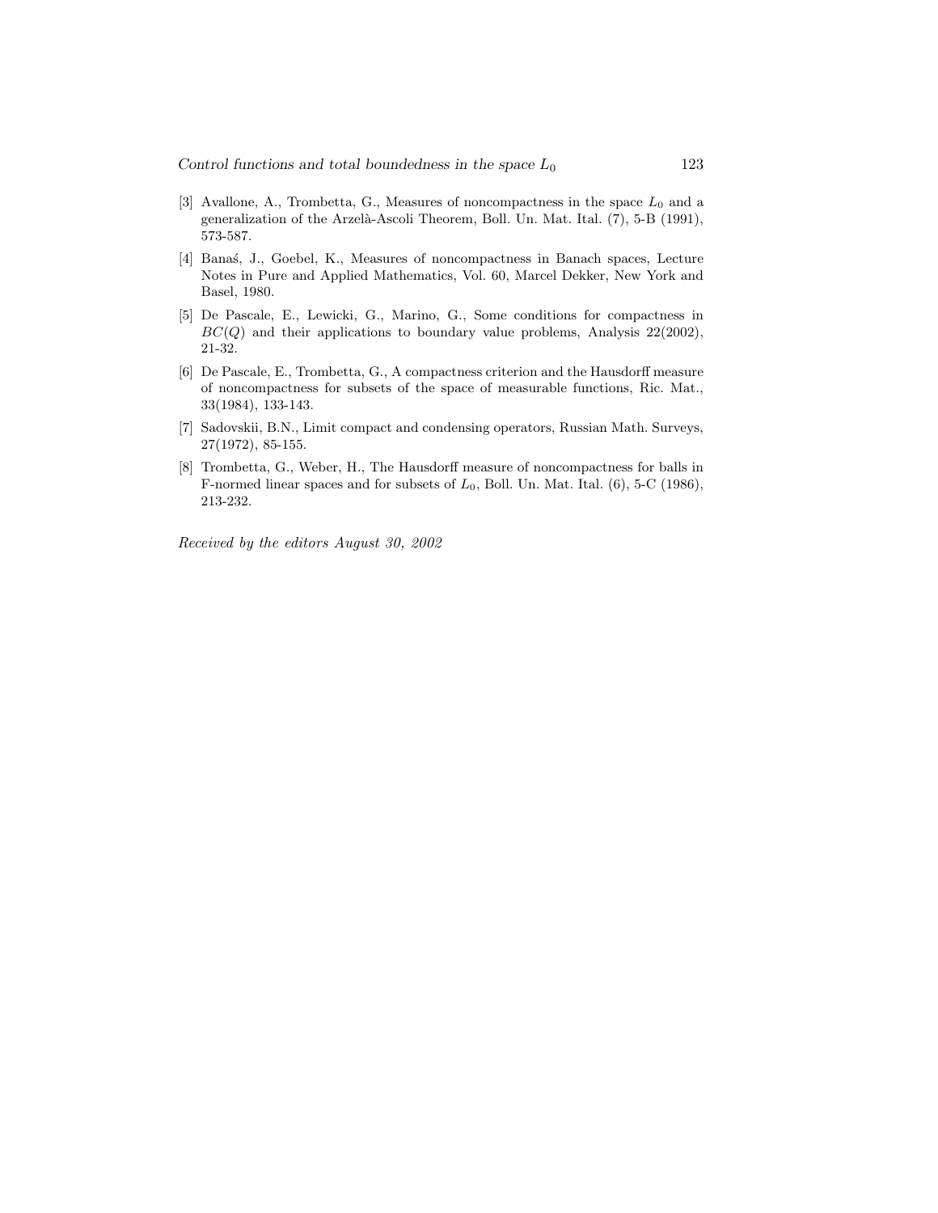[3] Avallone, A., Trombetta, G., Measures of noncompactness in the space $L_0$ and a generalization of the Arzelà-Ascoli Theorem, Boll. Un. Mat. Ital. (7), 5-B (1991), 573-587.

[4] Banaś, J., Goebel, K., Measures of noncompactness in Banach spaces, Lecture Notes in Pure and Applied Mathematics, Vol. 60, Marcel Dekker, New York and Basel, 1980.

[5] De Pascale, E., Lewicki, G., Marino, G., Some conditions for compactness in $BC(Q)$ and their applications to boundary value problems, Analysis 22(2002), 21-32.

[6] De Pascale, E., Trombetta, G., A compactness criterion and the Hausdorff measure of noncompactness for subsets of the space of measurable functions, Ric. Mat., 33(1984), 133-143.

[7] Sadovskii, B.N., Limit compact and condensing operators, Russian Math. Surveys, 27(1972), 85-155.

[8] Trombetta, G., Weber, H., The Hausdorff measure of noncompactness for balls in F-normed linear spaces and for subsets of $L_0$, Boll. Un. Mat. Ital. (6), 5-C (1986), 213-232.

*Received by the editors August 30, 2002*